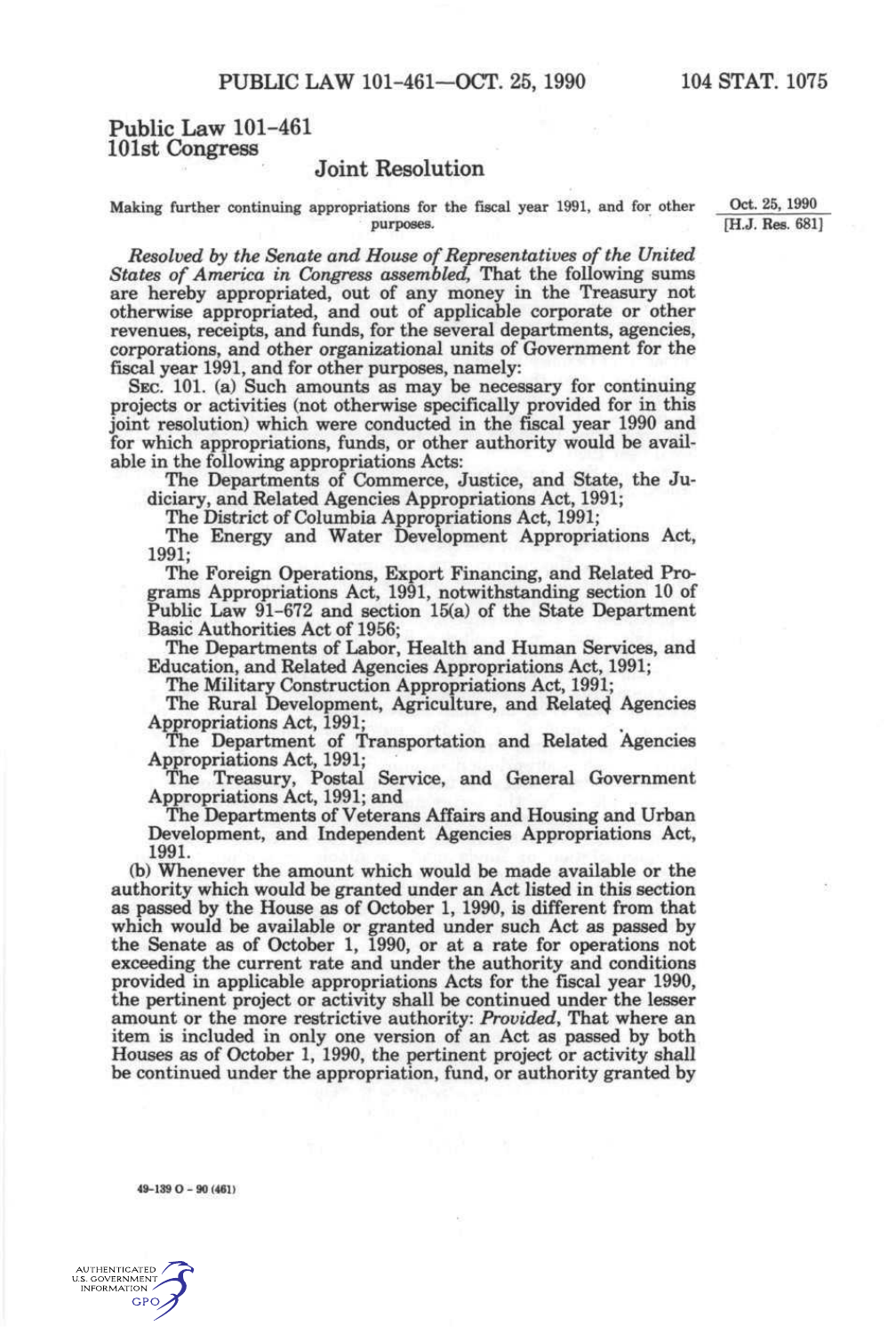# Public Law 101-461
## 101st Congress

## Joint Resolution

Making further continuing appropriations for the fiscal year 1991, and for other purposes.

Oct. 25, 1990
[H.J. Res. 681]

*Resolved by the Senate and House of Representatives of the United States of America in Congress assembled,* That the following sums are hereby appropriated, out of any money in the Treasury not otherwise appropriated, and out of applicable corporate or other revenues, receipts, and funds, for the several departments, agencies, corporations, and other organizational units of Government for the fiscal year 1991, and for other purposes, namely:

SEC. 101. (a) Such amounts as may be necessary for continuing projects or activities (not otherwise specifically provided for in this joint resolution) which were conducted in the fiscal year 1990 and for which appropriations, funds, or other authority would be available in the following appropriations Acts:

The Departments of Commerce, Justice, and State, the Judiciary, and Related Agencies Appropriations Act, 1991;

The District of Columbia Appropriations Act, 1991;

The Energy and Water Development Appropriations Act, 1991;

The Foreign Operations, Export Financing, and Related Programs Appropriations Act, 1991, notwithstanding section 10 of Public Law 91-672 and section 15(a) of the State Department Basic Authorities Act of 1956;

The Departments of Labor, Health and Human Services, and Education, and Related Agencies Appropriations Act, 1991;

The Military Construction Appropriations Act, 1991;

The Rural Development, Agriculture, and Related Agencies Appropriations Act, 1991;

The Department of Transportation and Related Agencies Appropriations Act, 1991;

The Treasury, Postal Service, and General Government Appropriations Act, 1991; and

The Departments of Veterans Affairs and Housing and Urban Development, and Independent Agencies Appropriations Act, 1991.

(b) Whenever the amount which would be made available or the authority which would be granted under an Act listed in this section as passed by the House as of October 1, 1990, is different from that which would be available or granted under such Act as passed by the Senate as of October 1, 1990, or at a rate for operations not exceeding the current rate and under the authority and conditions provided in applicable appropriations Acts for the fiscal year 1990, the pertinent project or activity shall be continued under the lesser amount or the more restrictive authority: *Provided*, That where an item is included in only one version of an Act as passed by both Houses as of October 1, 1990, the pertinent project or activity shall be continued under the appropriation, fund, or authority granted by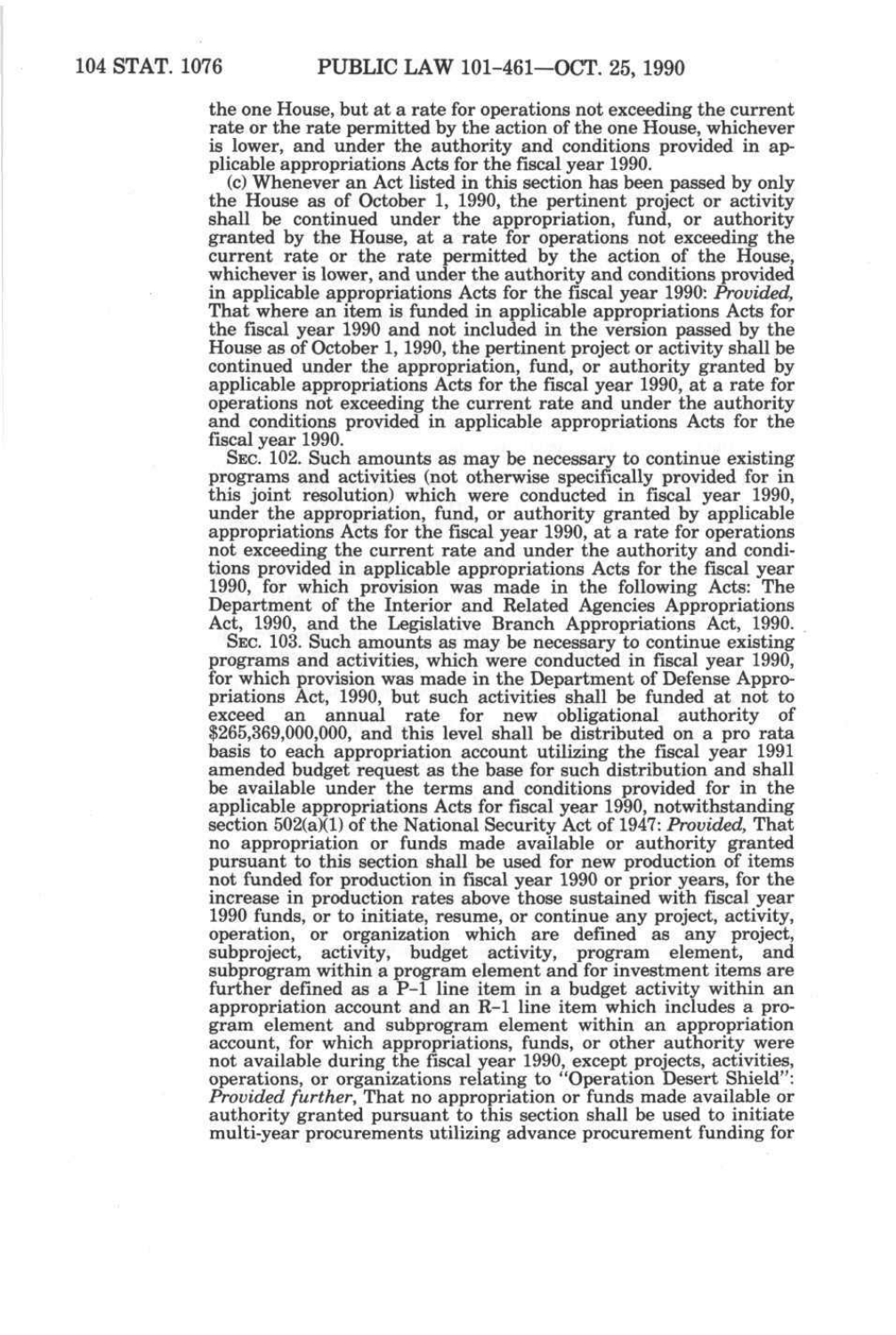the one House, but at a rate for operations not exceeding the current rate or the rate permitted by the action of the one House, whichever is lower, and under the authority and conditions provided in applicable appropriations Acts for the fiscal year 1990.

(c) Whenever an Act listed in this section has been passed by only the House as of October 1, 1990, the pertinent project or activity shall be continued under the appropriation, fund, or authority granted by the House, at a rate for operations not exceeding the current rate or the rate permitted by the action of the House, whichever is lower, and under the authority and conditions provided in applicable appropriations Acts for the fiscal year 1990: *Provided*, That where an item is funded in applicable appropriations Acts for the fiscal year 1990 and not included in the version passed by the House as of October 1, 1990, the pertinent project or activity shall be continued under the appropriation, fund, or authority granted by applicable appropriations Acts for the fiscal year 1990, at a rate for operations not exceeding the current rate and under the authority and conditions provided in applicable appropriations Acts for the fiscal year 1990.

SEC. 102. Such amounts as may be necessary to continue existing programs and activities (not otherwise specifically provided for in this joint resolution) which were conducted in fiscal year 1990, under the appropriation, fund, or authority granted by applicable appropriations Acts for the fiscal year 1990, at a rate for operations not exceeding the current rate and under the authority and conditions provided in applicable appropriations Acts for the fiscal year 1990, for which provision was made in the following Acts: The Department of the Interior and Related Agencies Appropriations Act, 1990, and the Legislative Branch Appropriations Act, 1990.

SEC. 103. Such amounts as may be necessary to continue existing programs and activities, which were conducted in fiscal year 1990, for which provision was made in the Department of Defense Appropriations Act, 1990, but such activities shall be funded at not to exceed an annual rate for new obligational authority of $265,369,000,000, and this level shall be distributed on a pro rata basis to each appropriation account utilizing the fiscal year 1991 amended budget request as the base for such distribution and shall be available under the terms and conditions provided for in the applicable appropriations Acts for fiscal year 1990, notwithstanding section 502(a)(1) of the National Security Act of 1947: *Provided*, That no appropriation or funds made available or authority granted pursuant to this section shall be used for new production of items not funded for production in fiscal year 1990 or prior years, for the increase in production rates above those sustained with fiscal year 1990 funds, or to initiate, resume, or continue any project, activity, operation, or organization which are defined as any project, subproject, activity, budget activity, program element, and subprogram within a program element and for investment items are further defined as a P-1 line item in a budget activity within an appropriation account and an R-1 line item which includes a program element and subprogram element within an appropriation account, for which appropriations, funds, or other authority were not available during the fiscal year 1990, except projects, activities, operations, or organizations relating to "Operation Desert Shield": *Provided further*, That no appropriation or funds made available or authority granted pursuant to this section shall be used to initiate multi-year procurements utilizing advance procurement funding for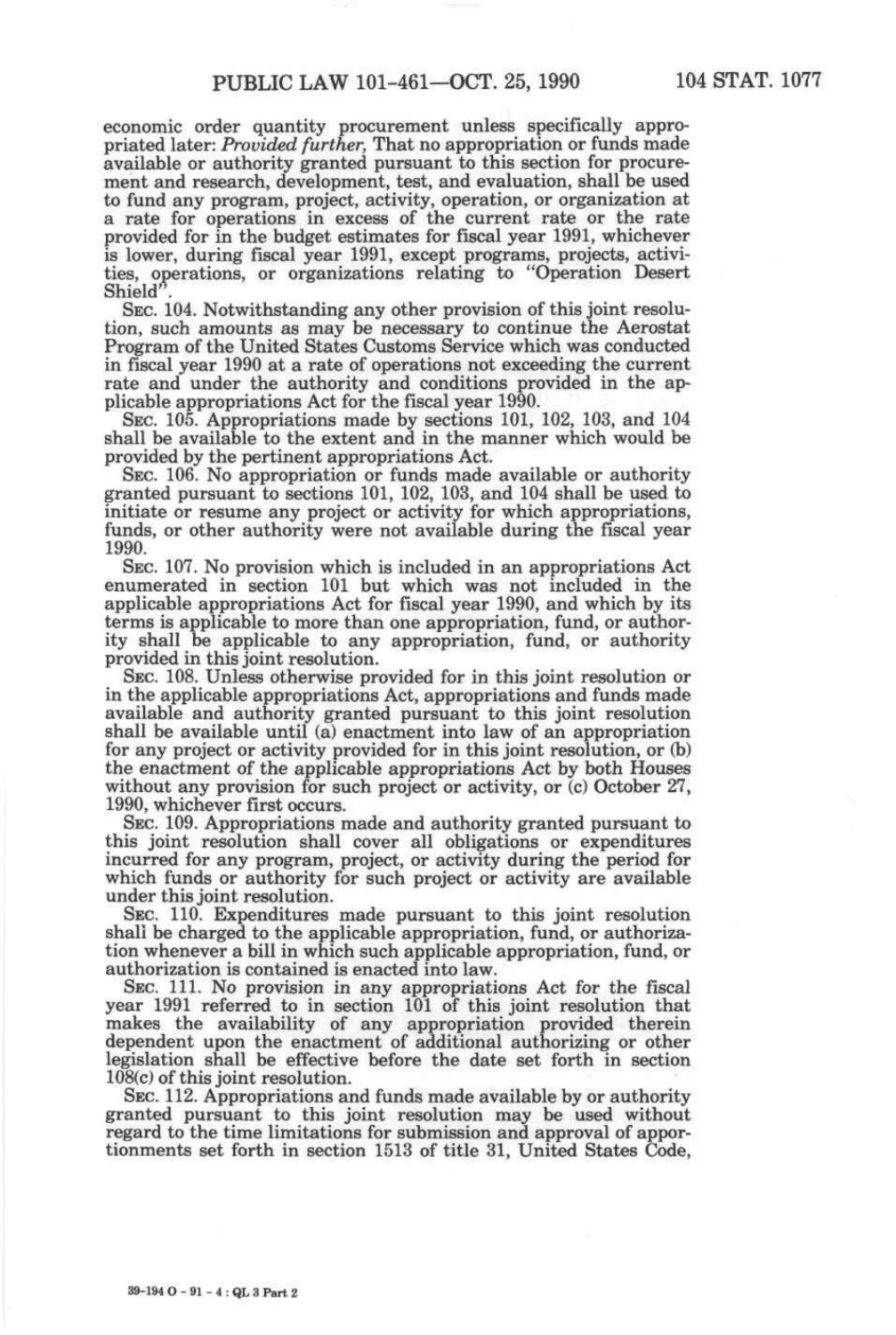economic order quantity procurement unless specifically appropriated later: *Provided further*, That no appropriation or funds made available or authority granted pursuant to this section for procurement and research, development, test, and evaluation, shall be used to fund any program, project, activity, operation, or organization at a rate for operations in excess of the current rate or the rate provided for in the budget estimates for fiscal year 1991, whichever is lower, during fiscal year 1991, except programs, projects, activities, operations, or organizations relating to "Operation Desert Shield".

SEC. 104. Notwithstanding any other provision of this joint resolution, such amounts as may be necessary to continue the Aerostat Program of the United States Customs Service which was conducted in fiscal year 1990 at a rate of operations not exceeding the current rate and under the authority and conditions provided in the applicable appropriations Act for the fiscal year 1990.

SEC. 105. Appropriations made by sections 101, 102, 103, and 104 shall be available to the extent and in the manner which would be provided by the pertinent appropriations Act.

SEC. 106. No appropriation or funds made available or authority granted pursuant to sections 101, 102, 103, and 104 shall be used to initiate or resume any project or activity for which appropriations, funds, or other authority were not available during the fiscal year 1990.

SEC. 107. No provision which is included in an appropriations Act enumerated in section 101 but which was not included in the applicable appropriations Act for fiscal year 1990, and which by its terms is applicable to more than one appropriation, fund, or authority shall be applicable to any appropriation, fund, or authority provided in this joint resolution.

SEC. 108. Unless otherwise provided for in this joint resolution or in the applicable appropriations Act, appropriations and funds made available and authority granted pursuant to this joint resolution shall be available until (a) enactment into law of an appropriation for any project or activity provided for in this joint resolution, or (b) the enactment of the applicable appropriations Act by both Houses without any provision for such project or activity, or (c) October 27, 1990, whichever first occurs.

SEC. 109. Appropriations made and authority granted pursuant to this joint resolution shall cover all obligations or expenditures incurred for any program, project, or activity during the period for which funds or authority for such project or activity are available under this joint resolution.

SEC. 110. Expenditures made pursuant to this joint resolution shall be charged to the applicable appropriation, fund, or authorization whenever a bill in which such applicable appropriation, fund, or authorization is contained is enacted into law.

SEC. 111. No provision in any appropriations Act for the fiscal year 1991 referred to in section 101 of this joint resolution that makes the availability of any appropriation provided therein dependent upon the enactment of additional authorizing or other legislation shall be effective before the date set forth in section 108(c) of this joint resolution.

SEC. 112. Appropriations and funds made available by or authority granted pursuant to this joint resolution may be used without regard to the time limitations for submission and approval of apportionments set forth in section 1513 of title 31, United States Code,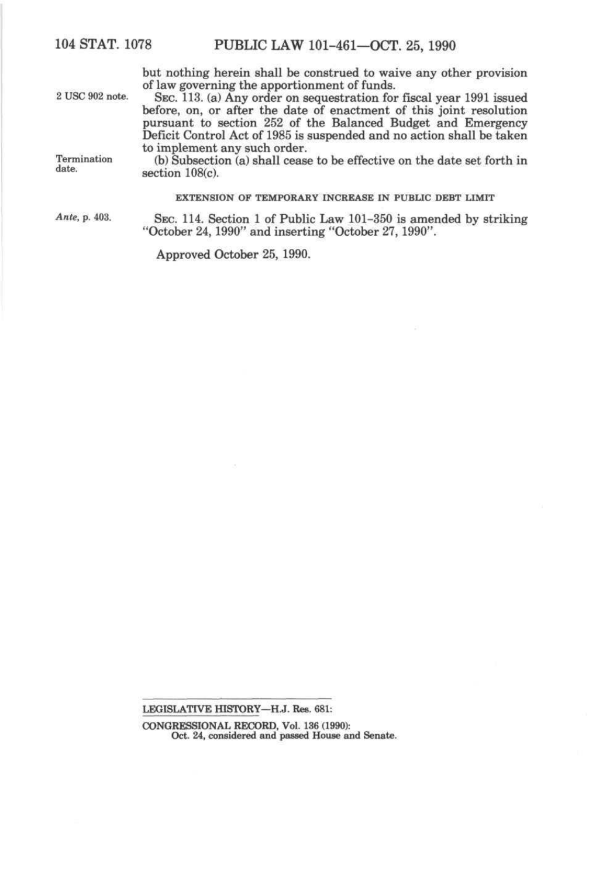but nothing herein shall be construed to waive any other provision of law governing the apportionment of funds.

2 USC 902 note.

SEC. 113. (a) Any order on sequestration for fiscal year 1991 issued before, on, or after the date of enactment of this joint resolution pursuant to section 252 of the Balanced Budget and Emergency Deficit Control Act of 1985 is suspended and no action shall be taken to implement any such order.

Termination date.

(b) Subsection (a) shall cease to be effective on the date set forth in section 108(c).

EXTENSION OF TEMPORARY INCREASE IN PUBLIC DEBT LIMIT

*Ante*, p. 403.

SEC. 114. Section 1 of Public Law 101-350 is amended by striking "October 24, 1990" and inserting "October 27, 1990".

Approved October 25, 1990.

---

LEGISLATIVE HISTORY—H.J. Res. 681:

CONGRESSIONAL RECORD, Vol. 136 (1990):
Oct. 24, considered and passed House and Senate.